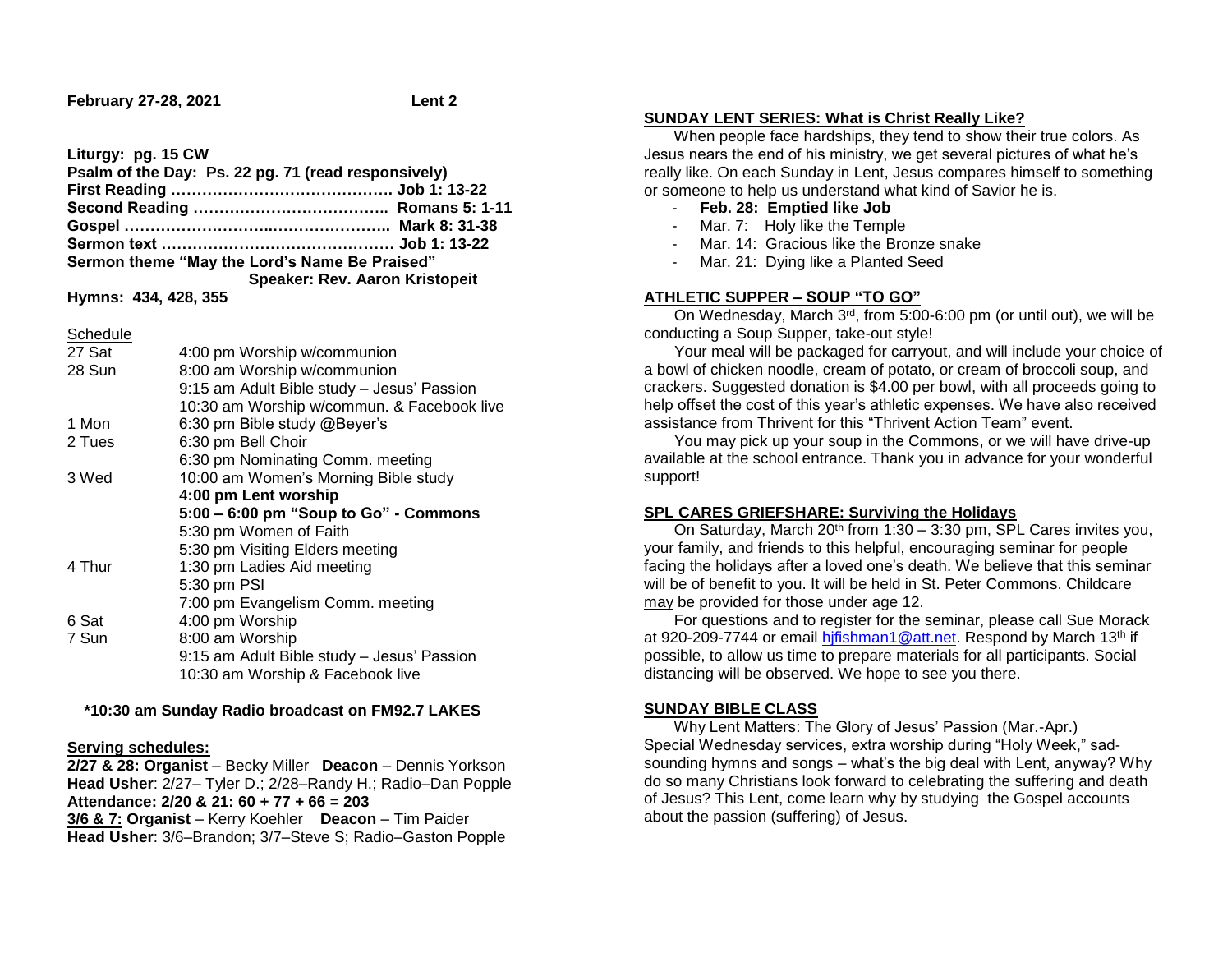**February 27-28, 2021** **Lent 2**

**Liturgy: pg. 15 CW**
**Psalm of the Day: Ps. 22 pg. 71 (read responsively)**
**First Reading ……………………………………. Job 1: 13-22**
**Second Reading ……………………………….. Romans 5: 1-11**
**Gospel ………………………..………………….. Mark 8: 31-38**
**Sermon text ……………………………………… Job 1: 13-22**
**Sermon theme "May the Lord's Name Be Praised"**
**Speaker: Rev. Aaron Kristopeit**

**Hymns: 434, 428, 355**

Schedule

| | |
|---|---|
| 27 Sat | 4:00 pm Worship w/communion |
| 28 Sun | 8:00 am Worship w/communion |
| | 9:15 am Adult Bible study – Jesus' Passion |
| | 10:30 am Worship w/commun. & Facebook live |
| 1 Mon | 6:30 pm Bible study @Beyer's |
| 2 Tues | 6:30 pm Bell Choir |
| | 6:30 pm Nominating Comm. meeting |
| 3 Wed | 10:00 am Women's Morning Bible study |
| | **4:00 pm Lent worship** |
| | **5:00 – 6:00 pm "Soup to Go" - Commons** |
| | 5:30 pm Women of Faith |
| | 5:30 pm Visiting Elders meeting |
| 4 Thur | 1:30 pm Ladies Aid meeting |
| | 5:30 pm PSI |
| | 7:00 pm Evangelism Comm. meeting |
| 6 Sat | 4:00 pm Worship |
| 7 Sun | 8:00 am Worship |
| | 9:15 am Adult Bible study – Jesus' Passion |
| | 10:30 am Worship & Facebook live |

**\*10:30 am Sunday Radio broadcast on FM92.7 LAKES**

**Serving schedules:**

**2/27 & 28: Organist** – Becky Miller **Deacon** – Dennis Yorkson
**Head Usher**: 2/27– Tyler D.; 2/28–Randy H.; Radio–Dan Popple
**Attendance: 2/20 & 21: 60 + 77 + 66 = 203**
**3/6 & 7: Organist** – Kerry Koehler **Deacon** – Tim Paider
**Head Usher**: 3/6–Brandon; 3/7–Steve S; Radio–Gaston Popple

## SUNDAY LENT SERIES: What is Christ Really Like?

When people face hardships, they tend to show their true colors. As Jesus nears the end of his ministry, we get several pictures of what he's really like. On each Sunday in Lent, Jesus compares himself to something or someone to help us understand what kind of Savior he is.

- **Feb. 28: Emptied like Job**
- Mar. 7: Holy like the Temple
- Mar. 14: Gracious like the Bronze snake
- Mar. 21: Dying like a Planted Seed

## ATHLETIC SUPPER – SOUP "TO GO"

On Wednesday, March 3rd, from 5:00-6:00 pm (or until out), we will be conducting a Soup Supper, take-out style!

Your meal will be packaged for carryout, and will include your choice of a bowl of chicken noodle, cream of potato, or cream of broccoli soup, and crackers. Suggested donation is $4.00 per bowl, with all proceeds going to help offset the cost of this year's athletic expenses. We have also received assistance from Thrivent for this "Thrivent Action Team" event.

You may pick up your soup in the Commons, or we will have drive-up available at the school entrance. Thank you in advance for your wonderful support!

## SPL CARES GRIEFSHARE: Surviving the Holidays

On Saturday, March 20th from 1:30 – 3:30 pm, SPL Cares invites you, your family, and friends to this helpful, encouraging seminar for people facing the holidays after a loved one's death. We believe that this seminar will be of benefit to you. It will be held in St. Peter Commons. Childcare may be provided for those under age 12.

For questions and to register for the seminar, please call Sue Morack at 920-209-7744 or email hjfishman1@att.net. Respond by March 13th if possible, to allow us time to prepare materials for all participants. Social distancing will be observed. We hope to see you there.

## SUNDAY BIBLE CLASS

Why Lent Matters: The Glory of Jesus' Passion (Mar.-Apr.)
Special Wednesday services, extra worship during "Holy Week," sad-sounding hymns and songs – what's the big deal with Lent, anyway? Why do so many Christians look forward to celebrating the suffering and death of Jesus? This Lent, come learn why by studying the Gospel accounts about the passion (suffering) of Jesus.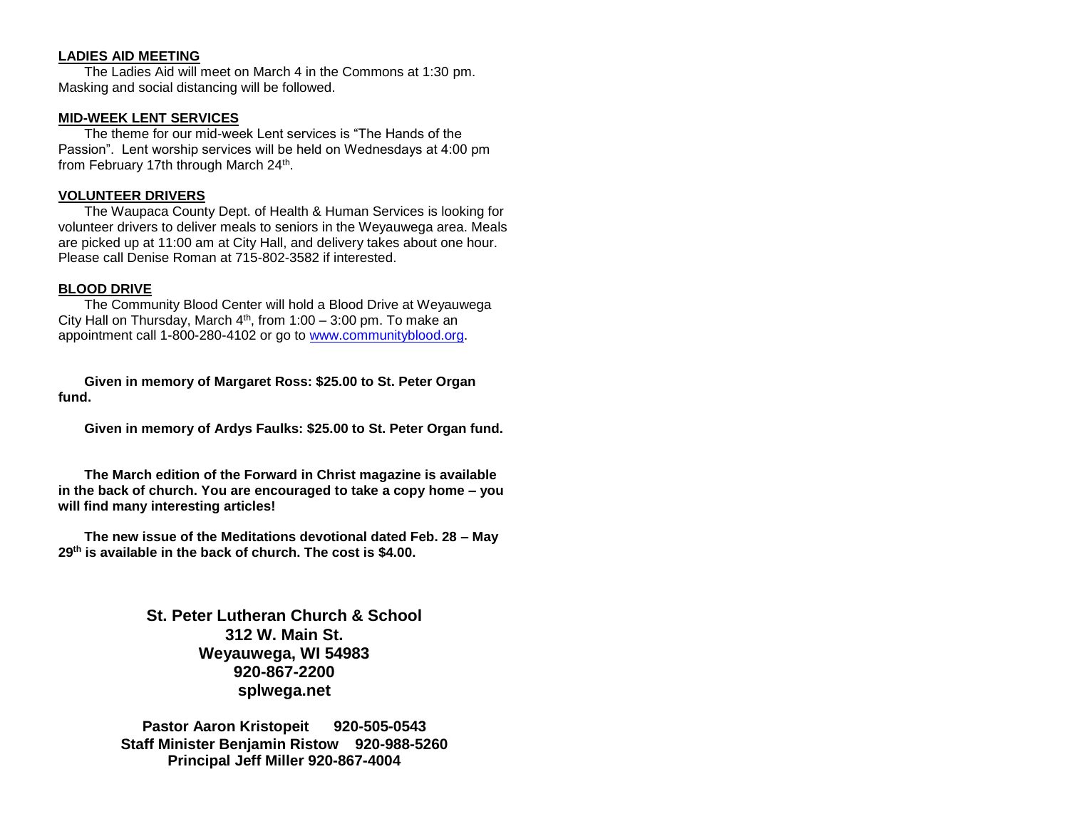**LADIES AID MEETING**

The Ladies Aid will meet on March 4 in the Commons at 1:30 pm. Masking and social distancing will be followed.

**MID-WEEK LENT SERVICES**

The theme for our mid-week Lent services is "The Hands of the Passion". Lent worship services will be held on Wednesdays at 4:00 pm from February 17th through March 24th.

**VOLUNTEER DRIVERS**

The Waupaca County Dept. of Health & Human Services is looking for volunteer drivers to deliver meals to seniors in the Weyauwega area. Meals are picked up at 11:00 am at City Hall, and delivery takes about one hour. Please call Denise Roman at 715-802-3582 if interested.

**BLOOD DRIVE**

The Community Blood Center will hold a Blood Drive at Weyauwega City Hall on Thursday, March 4th, from 1:00 – 3:00 pm. To make an appointment call 1-800-280-4102 or go to [www.communityblood.org](http://www.communityblood.org).

**Given in memory of Margaret Ross: $25.00 to St. Peter Organ fund.**

**Given in memory of Ardys Faulks: $25.00 to St. Peter Organ fund.**

**The March edition of the Forward in Christ magazine is available in the back of church. You are encouraged to take a copy home – you will find many interesting articles!**

**The new issue of the Meditations devotional dated Feb. 28 – May 29th is available in the back of church. The cost is $4.00.**

**St. Peter Lutheran Church & School**
**312 W. Main St.**
**Weyauwega, WI 54983**
**920-867-2200**
**splwega.net**

**Pastor Aaron Kristopeit 920-505-0543**
**Staff Minister Benjamin Ristow 920-988-5260**
**Principal Jeff Miller 920-867-4004**